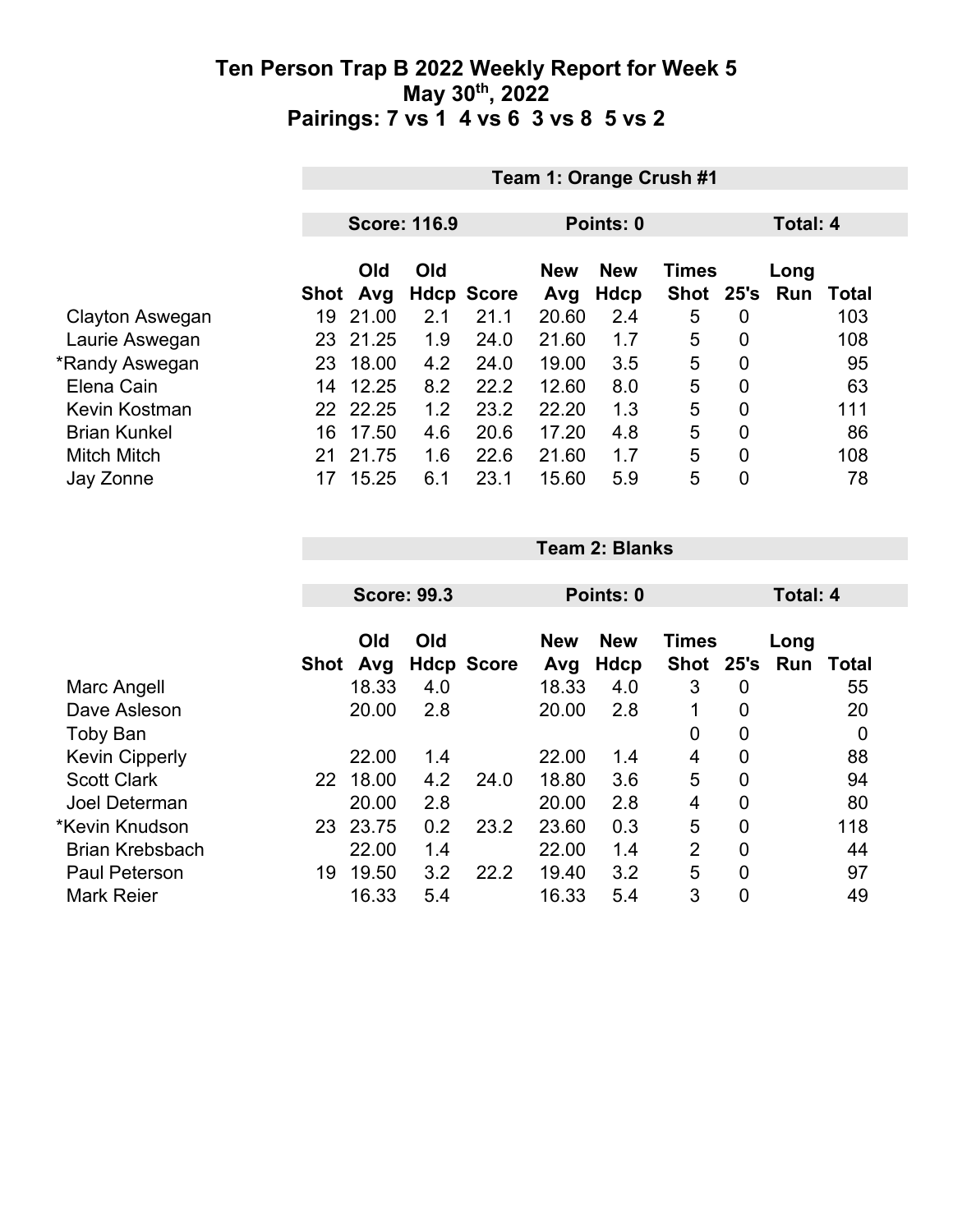# Ten Person Trap B 2022 Weekly Report for Week 5
## May 30th, 2022
## Pairings: 7 vs 1 4 vs 6 3 vs 8 5 vs 2

**Team 1: Orange Crush #1**

**Score: 116.9** | **Points: 0** | **Total: 4**

| | Shot | Old Avg | Old Hdcp | Score | New Avg | New Hdcp | Times Shot | 25's | Long Run | Total |
|---|---|---|---|---|---|---|---|---|---|---|
| Clayton Aswegan | 19 | 21.00 | 2.1 | 21.1 | 20.60 | 2.4 | 5 | 0 | | 103 |
| Laurie Aswegan | 23 | 21.25 | 1.9 | 24.0 | 21.60 | 1.7 | 5 | 0 | | 108 |
| *Randy Aswegan | 23 | 18.00 | 4.2 | 24.0 | 19.00 | 3.5 | 5 | 0 | | 95 |
| Elena Cain | 14 | 12.25 | 8.2 | 22.2 | 12.60 | 8.0 | 5 | 0 | | 63 |
| Kevin Kostman | 22 | 22.25 | 1.2 | 23.2 | 22.20 | 1.3 | 5 | 0 | | 111 |
| Brian Kunkel | 16 | 17.50 | 4.6 | 20.6 | 17.20 | 4.8 | 5 | 0 | | 86 |
| Mitch Mitch | 21 | 21.75 | 1.6 | 22.6 | 21.60 | 1.7 | 5 | 0 | | 108 |
| Jay Zonne | 17 | 15.25 | 6.1 | 23.1 | 15.60 | 5.9 | 5 | 0 | | 78 |

**Team 2: Blanks**

**Score: 99.3** | **Points: 0** | **Total: 4**

| | Shot | Old Avg | Old Hdcp | Score | New Avg | New Hdcp | Times Shot | 25's | Long Run | Total |
|---|---|---|---|---|---|---|---|---|---|---|
| Marc Angell | | 18.33 | 4.0 | | 18.33 | 4.0 | 3 | 0 | | 55 |
| Dave Asleson | | 20.00 | 2.8 | | 20.00 | 2.8 | 1 | 0 | | 20 |
| Toby Ban | | | | | | | 0 | 0 | | 0 |
| Kevin Cipperly | | 22.00 | 1.4 | | 22.00 | 1.4 | 4 | 0 | | 88 |
| Scott Clark | 22 | 18.00 | 4.2 | 24.0 | 18.80 | 3.6 | 5 | 0 | | 94 |
| Joel Determan | | 20.00 | 2.8 | | 20.00 | 2.8 | 4 | 0 | | 80 |
| *Kevin Knudson | 23 | 23.75 | 0.2 | 23.2 | 23.60 | 0.3 | 5 | 0 | | 118 |
| Brian Krebsbach | | 22.00 | 1.4 | | 22.00 | 1.4 | 2 | 0 | | 44 |
| Paul Peterson | 19 | 19.50 | 3.2 | 22.2 | 19.40 | 3.2 | 5 | 0 | | 97 |
| Mark Reier | | 16.33 | 5.4 | | 16.33 | 5.4 | 3 | 0 | | 49 |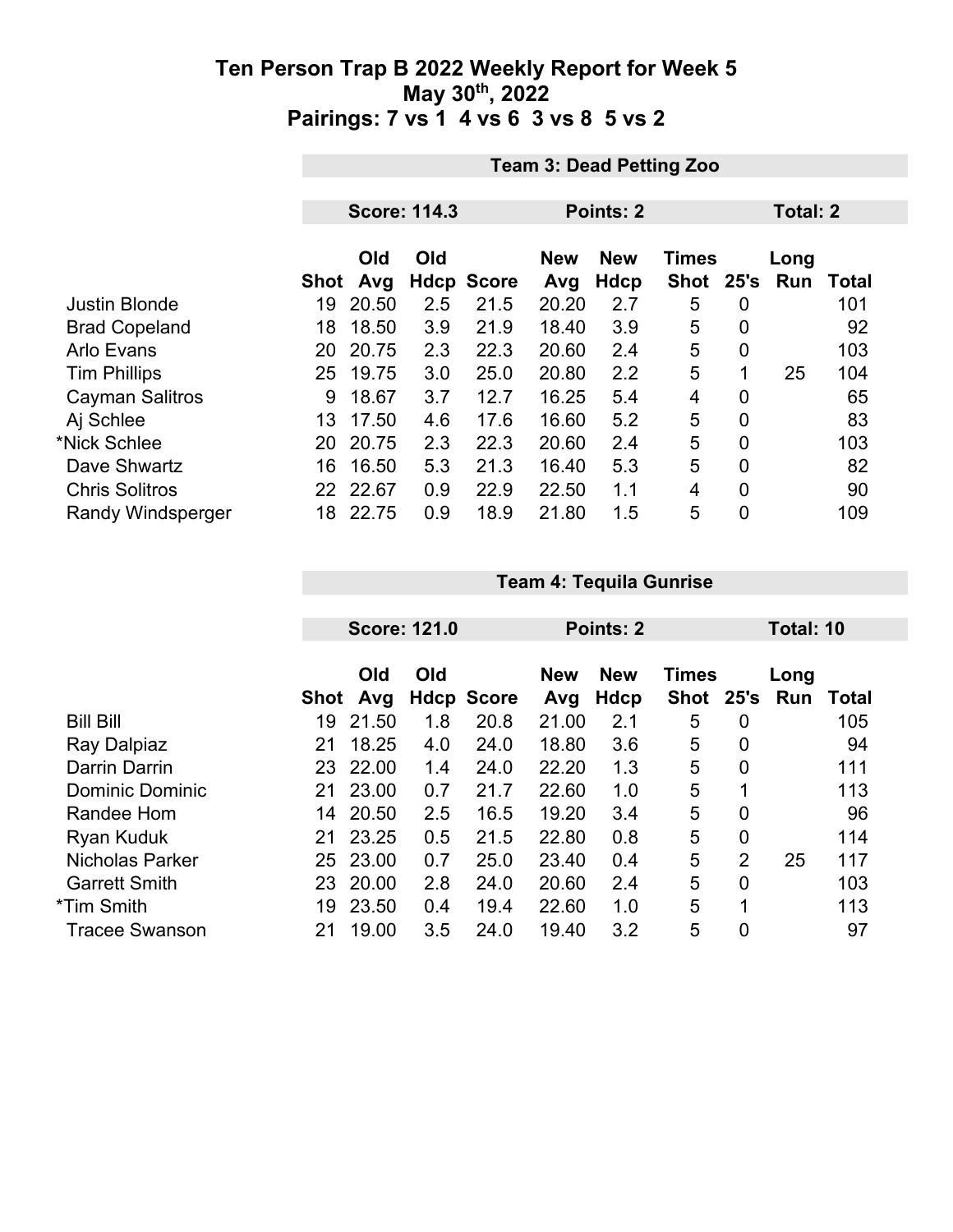# Ten Person Trap B 2022 Weekly Report for Week 5
## May 30th, 2022
## Pairings: 7 vs 1  4 vs 6  3 vs 8  5 vs 2

| | Team 3: Dead Petting Zoo | | | | | | | | | |
|---|---|---|---|---|---|---|---|---|---|---|
| | Score: 114.3 | | | | Points: 2 | | | Total: 2 | | |
| | Shot | Old Avg | Old Hdcp | Score | New Avg | New Hdcp | Times Shot | 25's | Long Run | Total |
| Justin Blonde | 19 | 20.50 | 2.5 | 21.5 | 20.20 | 2.7 | 5 | 0 | | 101 |
| Brad Copeland | 18 | 18.50 | 3.9 | 21.9 | 18.40 | 3.9 | 5 | 0 | | 92 |
| Arlo Evans | 20 | 20.75 | 2.3 | 22.3 | 20.60 | 2.4 | 5 | 0 | | 103 |
| Tim Phillips | 25 | 19.75 | 3.0 | 25.0 | 20.80 | 2.2 | 5 | 1 | 25 | 104 |
| Cayman Salitros | 9 | 18.67 | 3.7 | 12.7 | 16.25 | 5.4 | 4 | 0 | | 65 |
| Aj Schlee | 13 | 17.50 | 4.6 | 17.6 | 16.60 | 5.2 | 5 | 0 | | 83 |
| *Nick Schlee | 20 | 20.75 | 2.3 | 22.3 | 20.60 | 2.4 | 5 | 0 | | 103 |
| Dave Shwartz | 16 | 16.50 | 5.3 | 21.3 | 16.40 | 5.3 | 5 | 0 | | 82 |
| Chris Solitros | 22 | 22.67 | 0.9 | 22.9 | 22.50 | 1.1 | 4 | 0 | | 90 |
| Randy Windsperger | 18 | 22.75 | 0.9 | 18.9 | 21.80 | 1.5 | 5 | 0 | | 109 |

| | Team 4: Tequila Gunrise | | | | | | | | | |
|---|---|---|---|---|---|---|---|---|---|---|
| | Score: 121.0 | | | | Points: 2 | | | Total: 10 | | |
| | Shot | Old Avg | Old Hdcp | Score | New Avg | New Hdcp | Times Shot | 25's | Long Run | Total |
| Bill Bill | 19 | 21.50 | 1.8 | 20.8 | 21.00 | 2.1 | 5 | 0 | | 105 |
| Ray Dalpiaz | 21 | 18.25 | 4.0 | 24.0 | 18.80 | 3.6 | 5 | 0 | | 94 |
| Darrin Darrin | 23 | 22.00 | 1.4 | 24.0 | 22.20 | 1.3 | 5 | 0 | | 111 |
| Dominic Dominic | 21 | 23.00 | 0.7 | 21.7 | 22.60 | 1.0 | 5 | 1 | | 113 |
| Randee Hom | 14 | 20.50 | 2.5 | 16.5 | 19.20 | 3.4 | 5 | 0 | | 96 |
| Ryan Kuduk | 21 | 23.25 | 0.5 | 21.5 | 22.80 | 0.8 | 5 | 0 | | 114 |
| Nicholas Parker | 25 | 23.00 | 0.7 | 25.0 | 23.40 | 0.4 | 5 | 2 | 25 | 117 |
| Garrett Smith | 23 | 20.00 | 2.8 | 24.0 | 20.60 | 2.4 | 5 | 0 | | 103 |
| *Tim Smith | 19 | 23.50 | 0.4 | 19.4 | 22.60 | 1.0 | 5 | 1 | | 113 |
| Tracee Swanson | 21 | 19.00 | 3.5 | 24.0 | 19.40 | 3.2 | 5 | 0 | | 97 |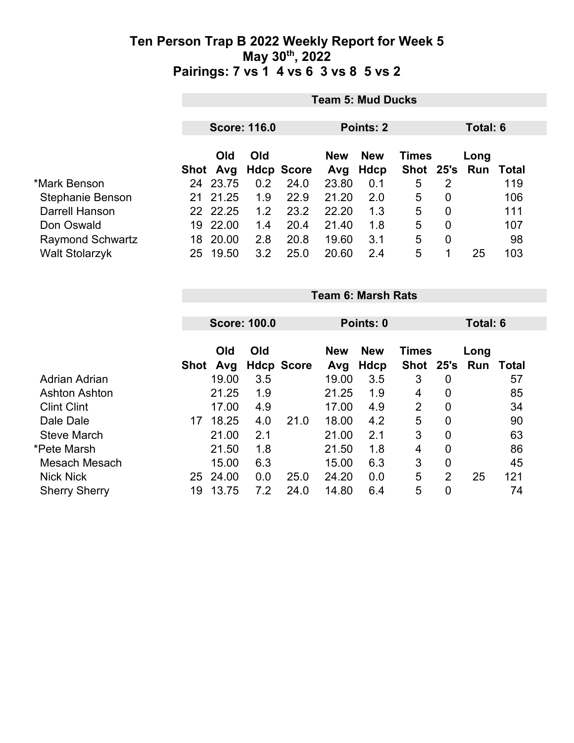# Ten Person Trap B 2022 Weekly Report for Week 5
## May 30th, 2022
## Pairings: 7 vs 1  4 vs 6  3 vs 8  5 vs 2

| | Team 5: Mud Ducks | | | | | | | | | |
|---|---|---|---|---|---|---|---|---|---|---|
| | Score: 116.0 | | | | Points: 2 | | | Total: 6 | | |
| | Shot | Old Avg | Old Hdcp | Score | New Avg | New Hdcp | Times Shot | 25's | Long Run | Total |
| *Mark Benson | 24 | 23.75 | 0.2 | 24.0 | 23.80 | 0.1 | 5 | 2 | | 119 |
| Stephanie Benson | 21 | 21.25 | 1.9 | 22.9 | 21.20 | 2.0 | 5 | 0 | | 106 |
| Darrell Hanson | 22 | 22.25 | 1.2 | 23.2 | 22.20 | 1.3 | 5 | 0 | | 111 |
| Don Oswald | 19 | 22.00 | 1.4 | 20.4 | 21.40 | 1.8 | 5 | 0 | | 107 |
| Raymond Schwartz | 18 | 20.00 | 2.8 | 20.8 | 19.60 | 3.1 | 5 | 0 | | 98 |
| Walt Stolarzyk | 25 | 19.50 | 3.2 | 25.0 | 20.60 | 2.4 | 5 | 1 | 25 | 103 |

| | Team 6: Marsh Rats | | | | | | | | | |
|---|---|---|---|---|---|---|---|---|---|---|
| | Score: 100.0 | | | | Points: 0 | | | Total: 6 | | |
| | Shot | Old Avg | Old Hdcp | Score | New Avg | New Hdcp | Times Shot | 25's | Long Run | Total |
| Adrian Adrian | | 19.00 | 3.5 | | 19.00 | 3.5 | 3 | 0 | | 57 |
| Ashton Ashton | | 21.25 | 1.9 | | 21.25 | 1.9 | 4 | 0 | | 85 |
| Clint Clint | | 17.00 | 4.9 | | 17.00 | 4.9 | 2 | 0 | | 34 |
| Dale Dale | 17 | 18.25 | 4.0 | 21.0 | 18.00 | 4.2 | 5 | 0 | | 90 |
| Steve March | | 21.00 | 2.1 | | 21.00 | 2.1 | 3 | 0 | | 63 |
| *Pete Marsh | | 21.50 | 1.8 | | 21.50 | 1.8 | 4 | 0 | | 86 |
| Mesach Mesach | | 15.00 | 6.3 | | 15.00 | 6.3 | 3 | 0 | | 45 |
| Nick Nick | 25 | 24.00 | 0.0 | 25.0 | 24.20 | 0.0 | 5 | 2 | 25 | 121 |
| Sherry Sherry | 19 | 13.75 | 7.2 | 24.0 | 14.80 | 6.4 | 5 | 0 | | 74 |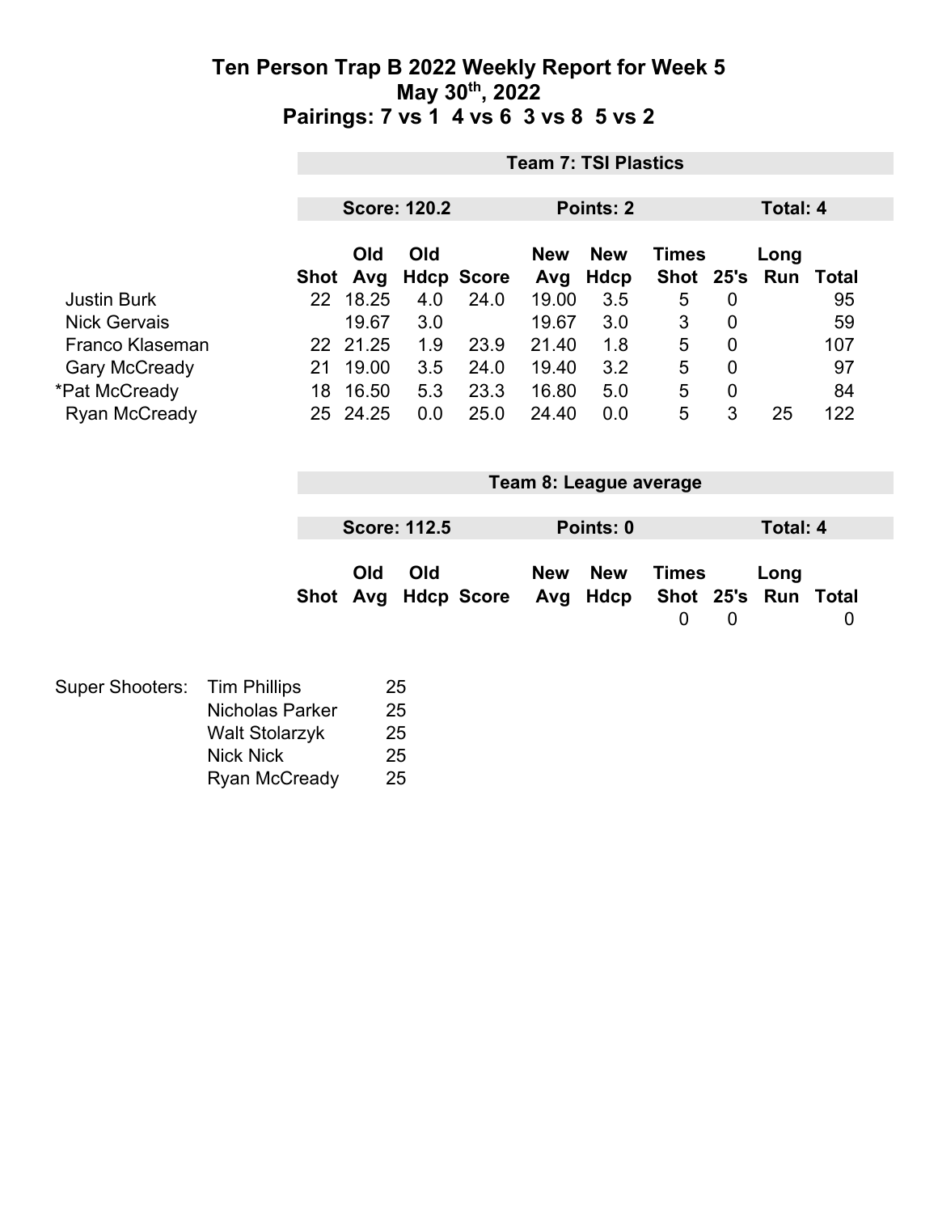# Ten Person Trap B 2022 Weekly Report for Week 5
## May 30th, 2022
## Pairings: 7 vs 1  4 vs 6  3 vs 8  5 vs 2

### Team 7: TSI Plastics

**Score: 120.2** | **Points: 2** | **Total: 4**

| | Shot | Old Avg | Old Hdcp | Score | New Avg | New Hdcp | Times Shot | 25's | Long Run | Total |
|---|---|---|---|---|---|---|---|---|---|---|
| Justin Burk | 22 | 18.25 | 4.0 | 24.0 | 19.00 | 3.5 | 5 | 0 | | 95 |
| Nick Gervais | | 19.67 | 3.0 | | 19.67 | 3.0 | 3 | 0 | | 59 |
| Franco Klaseman | 22 | 21.25 | 1.9 | 23.9 | 21.40 | 1.8 | 5 | 0 | | 107 |
| Gary McCready | 21 | 19.00 | 3.5 | 24.0 | 19.40 | 3.2 | 5 | 0 | | 97 |
| *Pat McCready | 18 | 16.50 | 5.3 | 23.3 | 16.80 | 5.0 | 5 | 0 | | 84 |
| Ryan McCready | 25 | 24.25 | 0.0 | 25.0 | 24.40 | 0.0 | 5 | 3 | 25 | 122 |

### Team 8: League average

**Score: 112.5** | **Points: 0** | **Total: 4**

| | Shot | Old Avg | Old Hdcp | Score | New Avg | New Hdcp | Times Shot | 25's | Long Run | Total |
|---|---|---|---|---|---|---|---|---|---|---|
| | | | | | | | 0 | 0 | | 0 |

| Super Shooters: | | |
|---|---|---|
| | Tim Phillips | 25 |
| | Nicholas Parker | 25 |
| | Walt Stolarzyk | 25 |
| | Nick Nick | 25 |
| | Ryan McCready | 25 |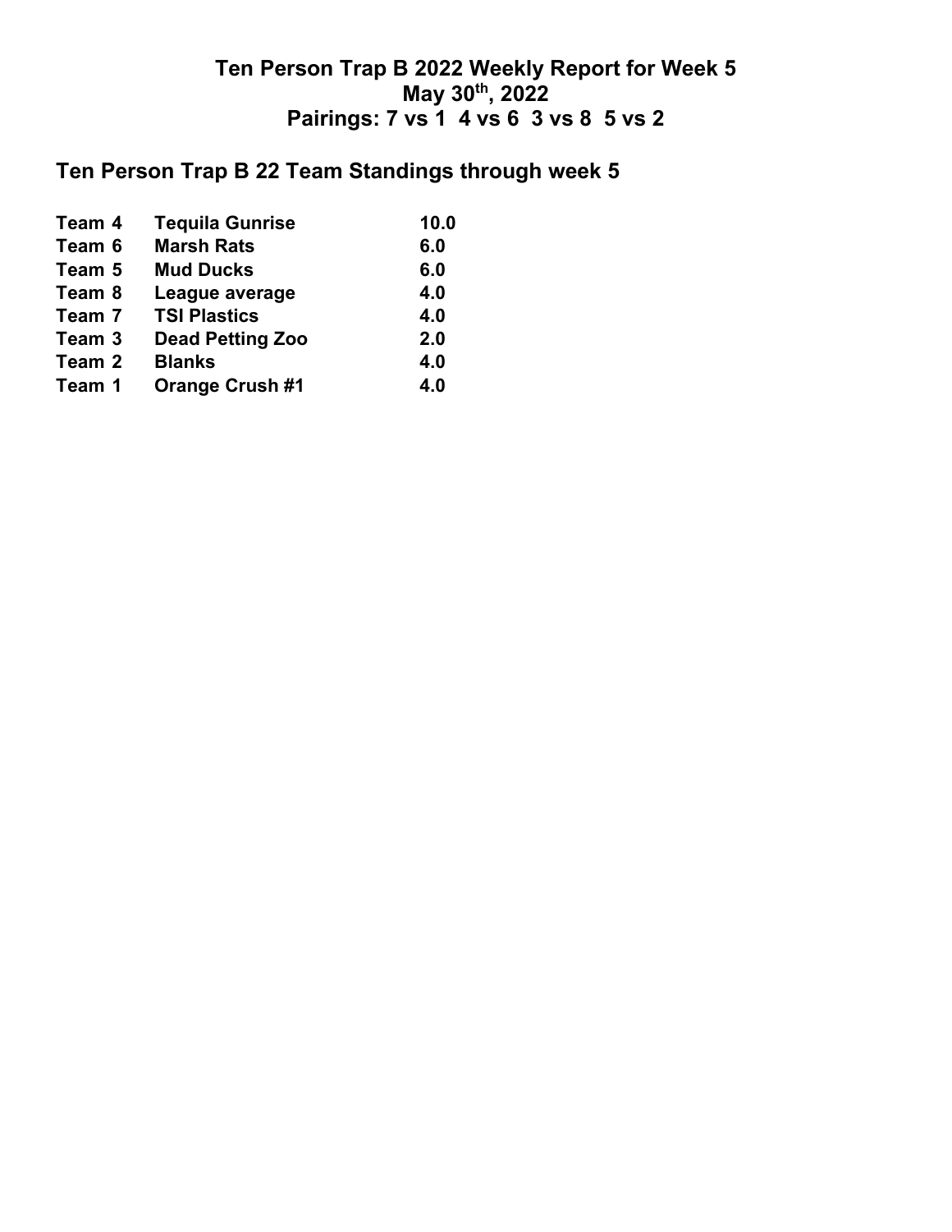# Ten Person Trap B 2022 Weekly Report for Week 5

## May 30th, 2022

## Pairings: 7 vs 1  4 vs 6  3 vs 8  5 vs 2

## Ten Person Trap B 22 Team Standings through week 5

| | | |
|---|---|---|
| **Team 4** | **Tequila Gunrise** | **10.0** |
| **Team 6** | **Marsh Rats** | **6.0** |
| **Team 5** | **Mud Ducks** | **6.0** |
| **Team 8** | **League average** | **4.0** |
| **Team 7** | **TSI Plastics** | **4.0** |
| **Team 3** | **Dead Petting Zoo** | **2.0** |
| **Team 2** | **Blanks** | **4.0** |
| **Team 1** | **Orange Crush #1** | **4.0** |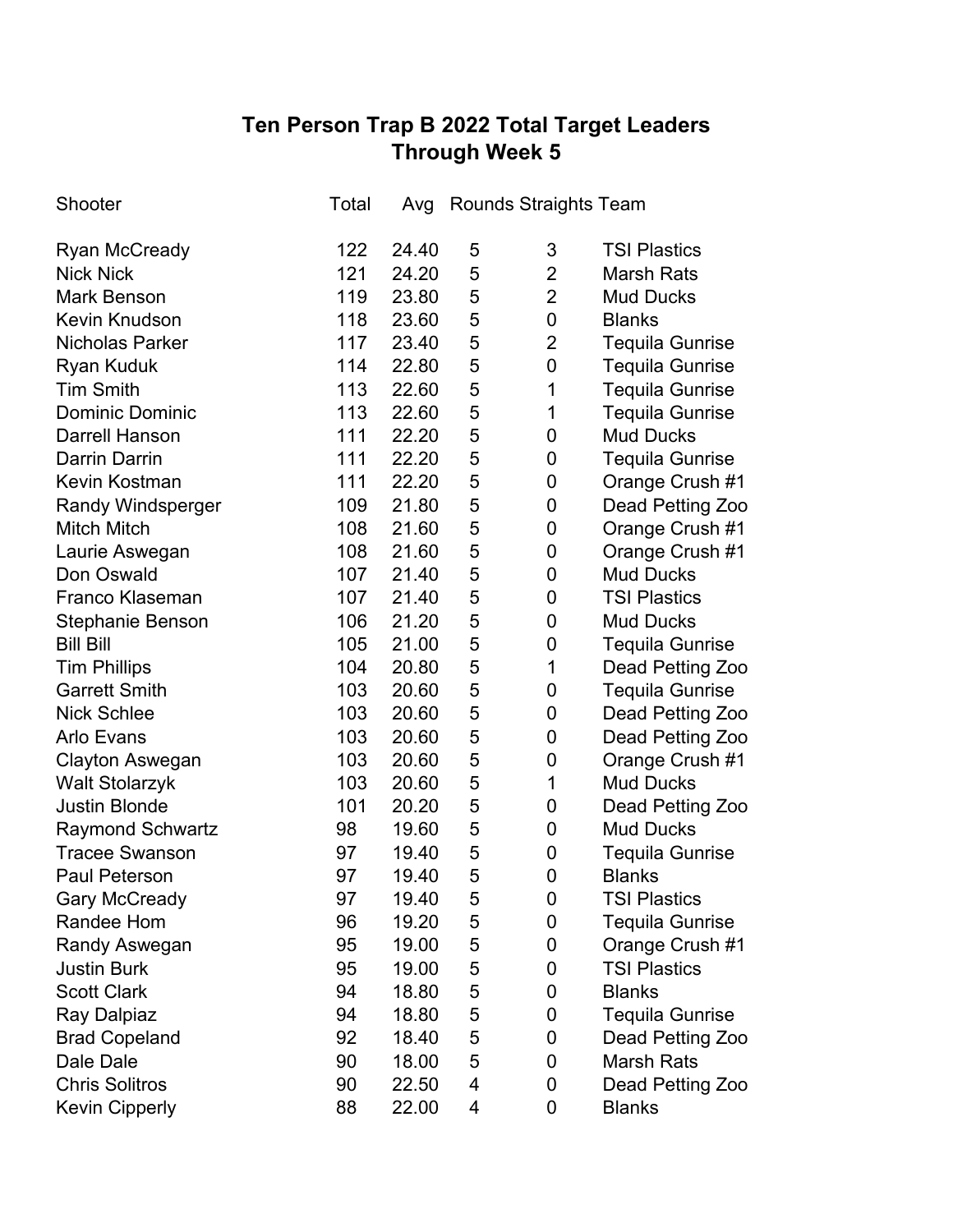# Ten Person Trap B 2022 Total Target Leaders
## Through Week 5

| Shooter | Total | Avg | Rounds | Straights | Team |
|---|---|---|---|---|---|
| Ryan McCready | 122 | 24.40 | 5 | 3 | TSI Plastics |
| Nick Nick | 121 | 24.20 | 5 | 2 | Marsh Rats |
| Mark Benson | 119 | 23.80 | 5 | 2 | Mud Ducks |
| Kevin Knudson | 118 | 23.60 | 5 | 0 | Blanks |
| Nicholas Parker | 117 | 23.40 | 5 | 2 | Tequila Gunrise |
| Ryan Kuduk | 114 | 22.80 | 5 | 0 | Tequila Gunrise |
| Tim Smith | 113 | 22.60 | 5 | 1 | Tequila Gunrise |
| Dominic Dominic | 113 | 22.60 | 5 | 1 | Tequila Gunrise |
| Darrell Hanson | 111 | 22.20 | 5 | 0 | Mud Ducks |
| Darrin Darrin | 111 | 22.20 | 5 | 0 | Tequila Gunrise |
| Kevin Kostman | 111 | 22.20 | 5 | 0 | Orange Crush #1 |
| Randy Windsperger | 109 | 21.80 | 5 | 0 | Dead Petting Zoo |
| Mitch Mitch | 108 | 21.60 | 5 | 0 | Orange Crush #1 |
| Laurie Aswegan | 108 | 21.60 | 5 | 0 | Orange Crush #1 |
| Don Oswald | 107 | 21.40 | 5 | 0 | Mud Ducks |
| Franco Klaseman | 107 | 21.40 | 5 | 0 | TSI Plastics |
| Stephanie Benson | 106 | 21.20 | 5 | 0 | Mud Ducks |
| Bill Bill | 105 | 21.00 | 5 | 0 | Tequila Gunrise |
| Tim Phillips | 104 | 20.80 | 5 | 1 | Dead Petting Zoo |
| Garrett Smith | 103 | 20.60 | 5 | 0 | Tequila Gunrise |
| Nick Schlee | 103 | 20.60 | 5 | 0 | Dead Petting Zoo |
| Arlo Evans | 103 | 20.60 | 5 | 0 | Dead Petting Zoo |
| Clayton Aswegan | 103 | 20.60 | 5 | 0 | Orange Crush #1 |
| Walt Stolarzyk | 103 | 20.60 | 5 | 1 | Mud Ducks |
| Justin Blonde | 101 | 20.20 | 5 | 0 | Dead Petting Zoo |
| Raymond Schwartz | 98 | 19.60 | 5 | 0 | Mud Ducks |
| Tracee Swanson | 97 | 19.40 | 5 | 0 | Tequila Gunrise |
| Paul Peterson | 97 | 19.40 | 5 | 0 | Blanks |
| Gary McCready | 97 | 19.40 | 5 | 0 | TSI Plastics |
| Randee Hom | 96 | 19.20 | 5 | 0 | Tequila Gunrise |
| Randy Aswegan | 95 | 19.00 | 5 | 0 | Orange Crush #1 |
| Justin Burk | 95 | 19.00 | 5 | 0 | TSI Plastics |
| Scott Clark | 94 | 18.80 | 5 | 0 | Blanks |
| Ray Dalpiaz | 94 | 18.80 | 5 | 0 | Tequila Gunrise |
| Brad Copeland | 92 | 18.40 | 5 | 0 | Dead Petting Zoo |
| Dale Dale | 90 | 18.00 | 5 | 0 | Marsh Rats |
| Chris Solitros | 90 | 22.50 | 4 | 0 | Dead Petting Zoo |
| Kevin Cipperly | 88 | 22.00 | 4 | 0 | Blanks |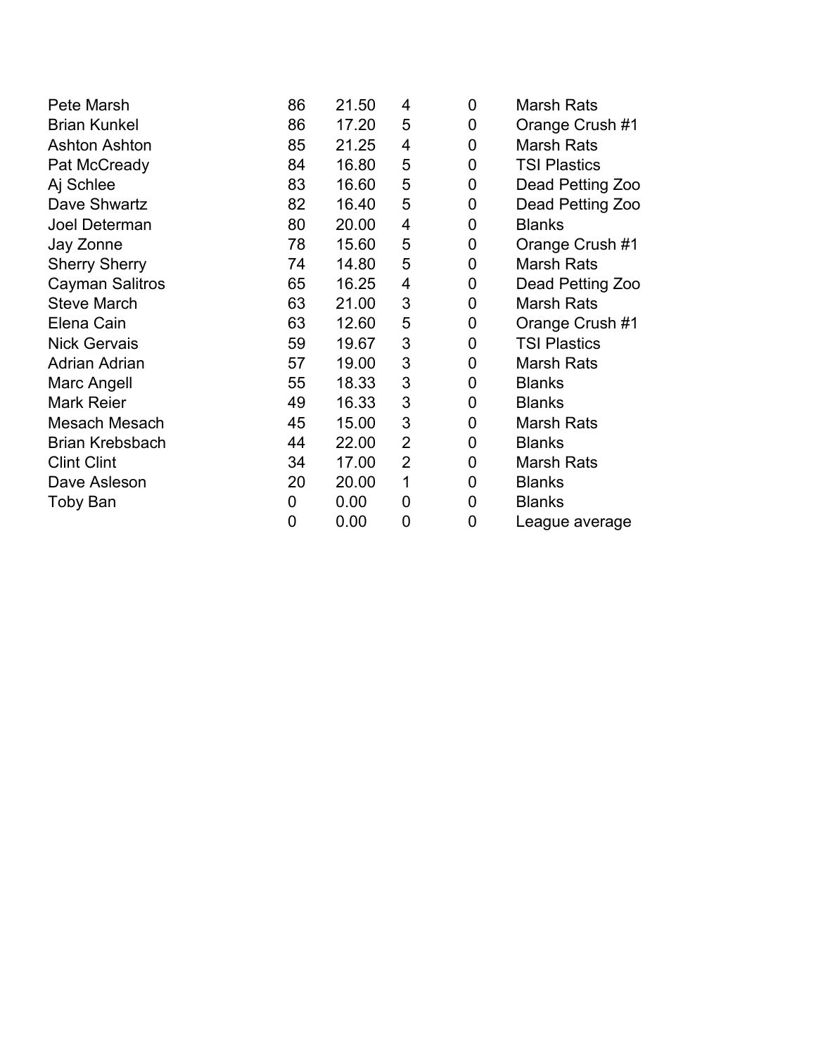| | | | | | |
|---|---|---|---|---|---|
| Pete Marsh | 86 | 21.50 | 4 | 0 | Marsh Rats |
| Brian Kunkel | 86 | 17.20 | 5 | 0 | Orange Crush #1 |
| Ashton Ashton | 85 | 21.25 | 4 | 0 | Marsh Rats |
| Pat McCready | 84 | 16.80 | 5 | 0 | TSI Plastics |
| Aj Schlee | 83 | 16.60 | 5 | 0 | Dead Petting Zoo |
| Dave Shwartz | 82 | 16.40 | 5 | 0 | Dead Petting Zoo |
| Joel Determan | 80 | 20.00 | 4 | 0 | Blanks |
| Jay Zonne | 78 | 15.60 | 5 | 0 | Orange Crush #1 |
| Sherry Sherry | 74 | 14.80 | 5 | 0 | Marsh Rats |
| Cayman Salitros | 65 | 16.25 | 4 | 0 | Dead Petting Zoo |
| Steve March | 63 | 21.00 | 3 | 0 | Marsh Rats |
| Elena Cain | 63 | 12.60 | 5 | 0 | Orange Crush #1 |
| Nick Gervais | 59 | 19.67 | 3 | 0 | TSI Plastics |
| Adrian Adrian | 57 | 19.00 | 3 | 0 | Marsh Rats |
| Marc Angell | 55 | 18.33 | 3 | 0 | Blanks |
| Mark Reier | 49 | 16.33 | 3 | 0 | Blanks |
| Mesach Mesach | 45 | 15.00 | 3 | 0 | Marsh Rats |
| Brian Krebsbach | 44 | 22.00 | 2 | 0 | Blanks |
| Clint Clint | 34 | 17.00 | 2 | 0 | Marsh Rats |
| Dave Asleson | 20 | 20.00 | 1 | 0 | Blanks |
| Toby Ban | 0 | 0.00 | 0 | 0 | Blanks |
| | 0 | 0.00 | 0 | 0 | League average |